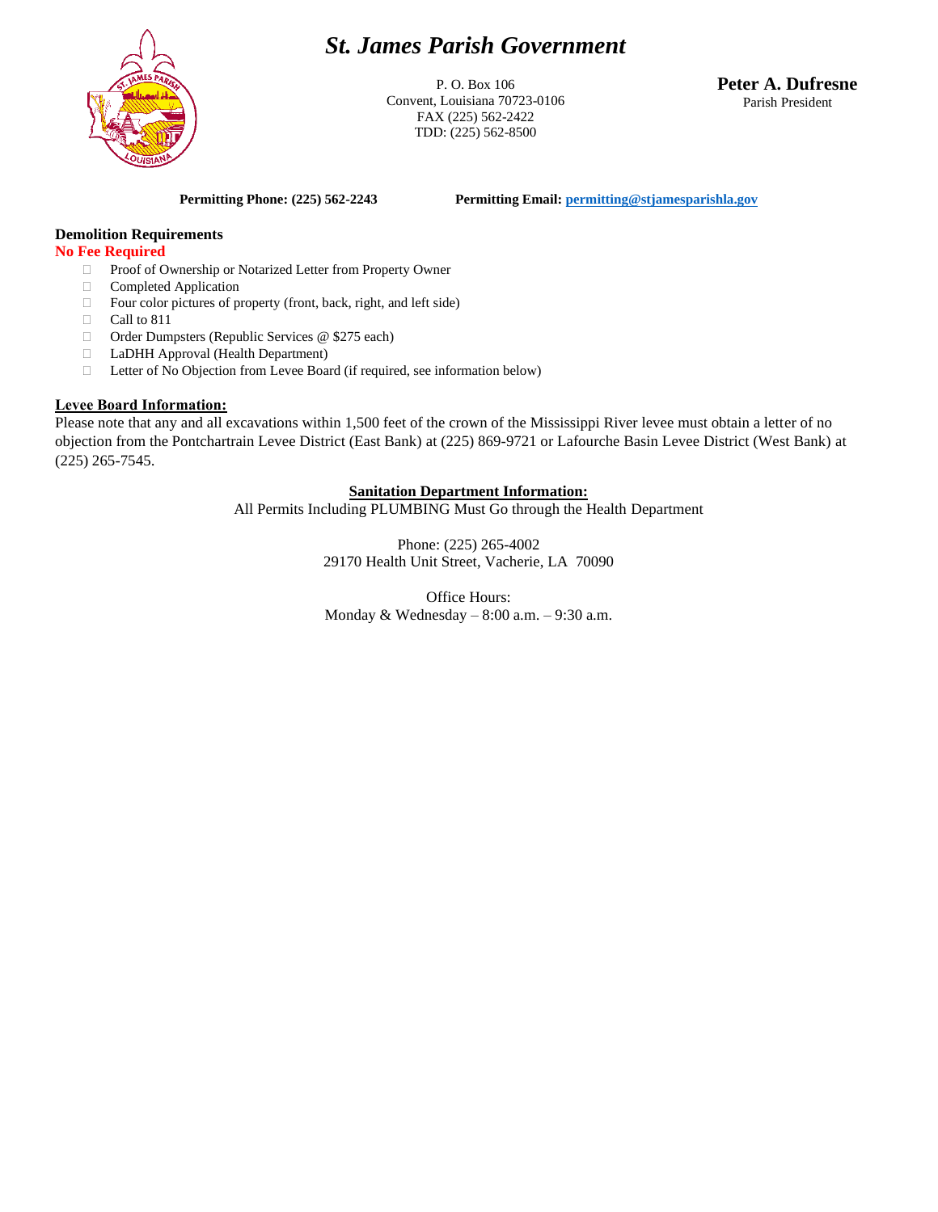# *St. James Parish Government*

P. O. Box 106
Convent, Louisiana 70723-0106
FAX (225) 562-2422
TDD: (225) 562-8500

**Peter A. Dufresne**
Parish President

**Permitting Phone: (225) 562-2243** **Permitting Email: permitting@stjamesparishla.gov**

## Demolition Requirements

**No Fee Required**

- Proof of Ownership or Notarized Letter from Property Owner
- Completed Application
- Four color pictures of property (front, back, right, and left side)
- Call to 811
- Order Dumpsters (Republic Services @ $275 each)
- LaDHH Approval (Health Department)
- Letter of No Objection from Levee Board (if required, see information below)

### Levee Board Information:

Please note that any and all excavations within 1,500 feet of the crown of the Mississippi River levee must obtain a letter of no objection from the Pontchartrain Levee District (East Bank) at (225) 869-9721 or Lafourche Basin Levee District (West Bank) at (225) 265-7545.

### Sanitation Department Information:

All Permits Including PLUMBING Must Go through the Health Department

Phone: (225) 265-4002
29170 Health Unit Street, Vacherie, LA 70090

Office Hours:
Monday & Wednesday – 8:00 a.m. – 9:30 a.m.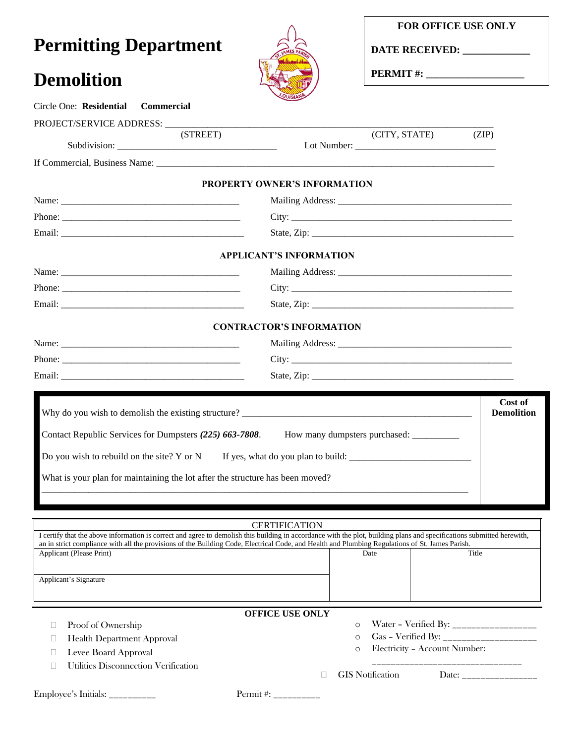**FOR OFFICE USE ONLY**

**DATE RECEIVED: ____________**

**PERMIT #: __________________**

# Permitting Department

# Demolition

Circle One: **Residential** **Commercial**

PROJECT/SERVICE ADDRESS: ___________________________________________________________________

(STREET) (CITY, STATE) (ZIP)

Subdivision: ________________________________ Lot Number: ____________________________

If Commercial, Business Name: _______________________________________________________________________

## PROPERTY OWNER'S INFORMATION

Name: _____________________________________ Mailing Address: __________________________________

Phone: _____________________________________ City: ______________________________________________

Email: ______________________________________ State, Zip: __________________________________________

## APPLICANT'S INFORMATION

Name: _____________________________________ Mailing Address: __________________________________

Phone: _____________________________________ City: ______________________________________________

Email: ______________________________________ State, Zip: __________________________________________

## CONTRACTOR'S INFORMATION

Name: _____________________________________ Mailing Address: __________________________________

Phone: _____________________________________ City: ______________________________________________

Email: ______________________________________ State, Zip: __________________________________________

| | **Cost of Demolition** |
|---|---|
| Why do you wish to demolish the existing structure? ______________________________________________ | |
| Contact Republic Services for Dumpsters ***(225) 663-7808***. How many dumpsters purchased: _________ | |
| Do you wish to rebuild on the site? Y or N If yes, what do you plan to build: _________________________ | |
| What is your plan for maintaining the lot after the structure has been moved? ______________________________________________________________________________ | |

| CERTIFICATION | | |
|---|---|---|
| I certify that the above information is correct and agree to demolish this building in accordance with the plot, building plans and specifications submitted herewith, an in strict compliance with all the provisions of the Building Code, Electrical Code, and Health and Plumbing Regulations of St. James Parish. | | |
| Applicant (Please Print) | Date | Title |
| Applicant's Signature | | |

## OFFICE USE ONLY

- ☐ Proof of Ownership
- ☐ Health Department Approval
- ☐ Levee Board Approval
- ☐ Utilities Disconnection Verification

- Water – Verified By: _________________
- Gas – Verified By: ___________________
- Electricity – Account Number: _______________________________

☐ GIS Notification Date: ________________

Employee's Initials: __________ Permit #: __________